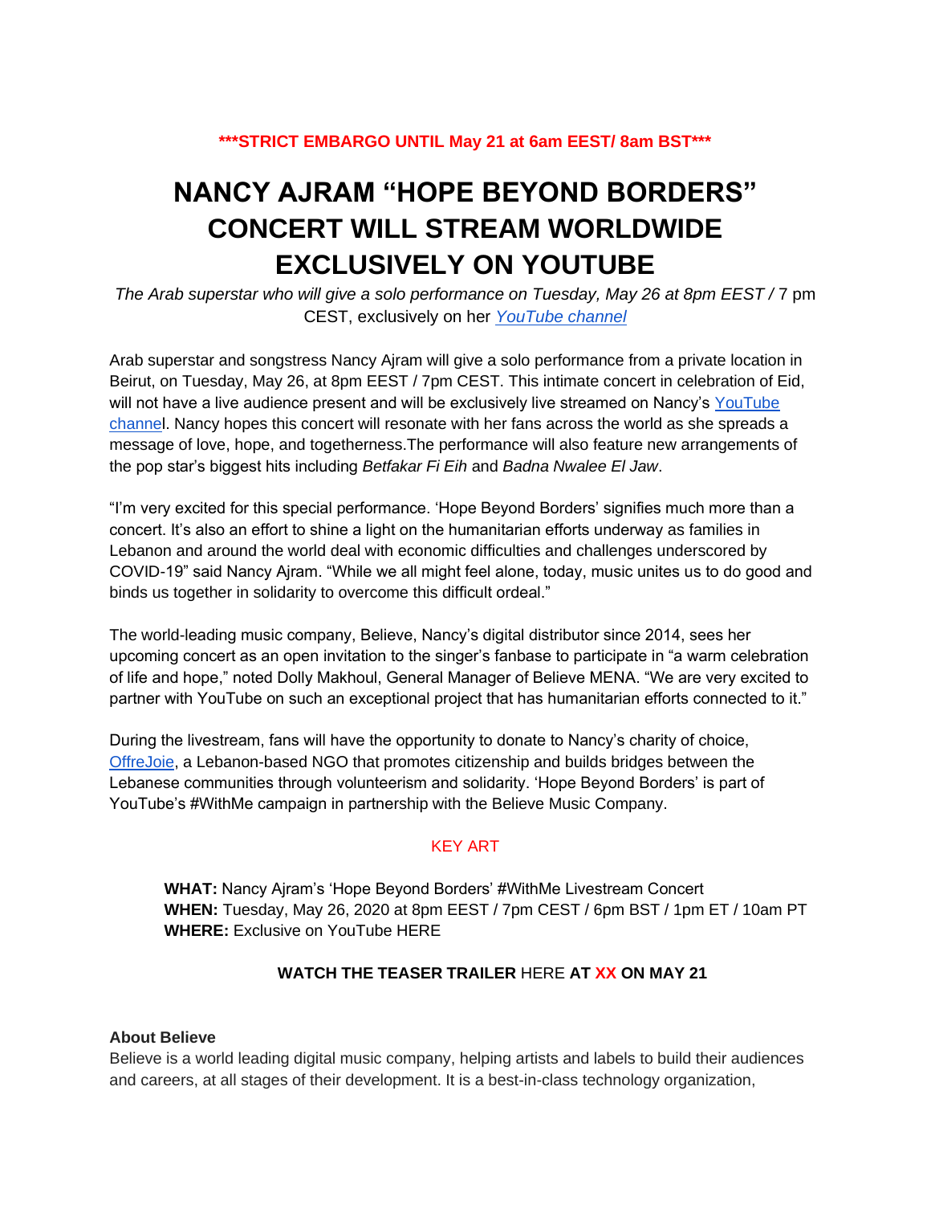**\*\*\*STRICT EMBARGO UNTIL May 21 at 6am EEST/ 8am BST\*\*\***

# NANCY AJRAM "HOPE BEYOND BORDERS" CONCERT WILL STREAM WORLDWIDE EXCLUSIVELY ON YOUTUBE

*The Arab superstar who will give a solo performance on Tuesday, May 26 at 8pm EEST /* 7 pm CEST, exclusively on her *YouTube channel*

Arab superstar and songstress Nancy Ajram will give a solo performance from a private location in Beirut, on Tuesday, May 26, at 8pm EEST / 7pm CEST. This intimate concert in celebration of Eid, will not have a live audience present and will be exclusively live streamed on Nancy's YouTube channel. Nancy hopes this concert will resonate with her fans across the world as she spreads a message of love, hope, and togetherness.The performance will also feature new arrangements of the pop star's biggest hits including *Betfakar Fi Eih* and *Badna Nwalee El Jaw*.

"I'm very excited for this special performance. 'Hope Beyond Borders' signifies much more than a concert. It's also an effort to shine a light on the humanitarian efforts underway as families in Lebanon and around the world deal with economic difficulties and challenges underscored by COVID-19" said Nancy Ajram. "While we all might feel alone, today, music unites us to do good and binds us together in solidarity to overcome this difficult ordeal."

The world-leading music company, Believe, Nancy's digital distributor since 2014, sees her upcoming concert as an open invitation to the singer's fanbase to participate in "a warm celebration of life and hope," noted Dolly Makhoul, General Manager of Believe MENA. "We are very excited to partner with YouTube on such an exceptional project that has humanitarian efforts connected to it."

During the livestream, fans will have the opportunity to donate to Nancy's charity of choice, OffreJoie, a Lebanon-based NGO that promotes citizenship and builds bridges between the Lebanese communities through volunteerism and solidarity. 'Hope Beyond Borders' is part of YouTube's #WithMe campaign in partnership with the Believe Music Company.

KEY ART

**WHAT:** Nancy Ajram's 'Hope Beyond Borders' #WithMe Livestream Concert
**WHEN:** Tuesday, May 26, 2020 at 8pm EEST / 7pm CEST / 6pm BST / 1pm ET / 10am PT
**WHERE:** Exclusive on YouTube HERE

**WATCH THE TEASER TRAILER** HERE **AT XX ON MAY 21**

**About Believe**
Believe is a world leading digital music company, helping artists and labels to build their audiences and careers, at all stages of their development. It is a best-in-class technology organization,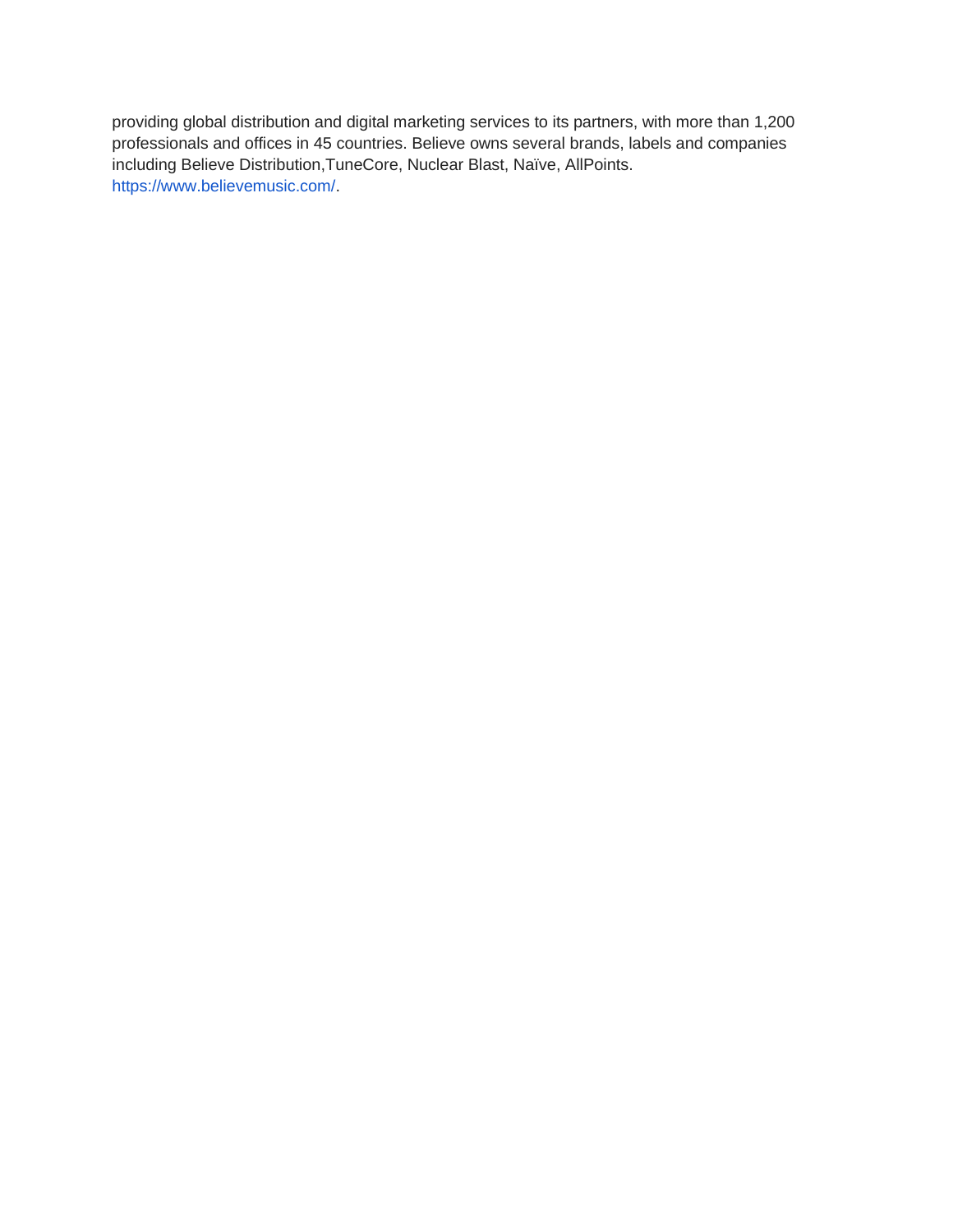providing global distribution and digital marketing services to its partners, with more than 1,200 professionals and offices in 45 countries. Believe owns several brands, labels and companies including Believe Distribution,TuneCore, Nuclear Blast, Naïve, AllPoints. https://www.believemusic.com/.